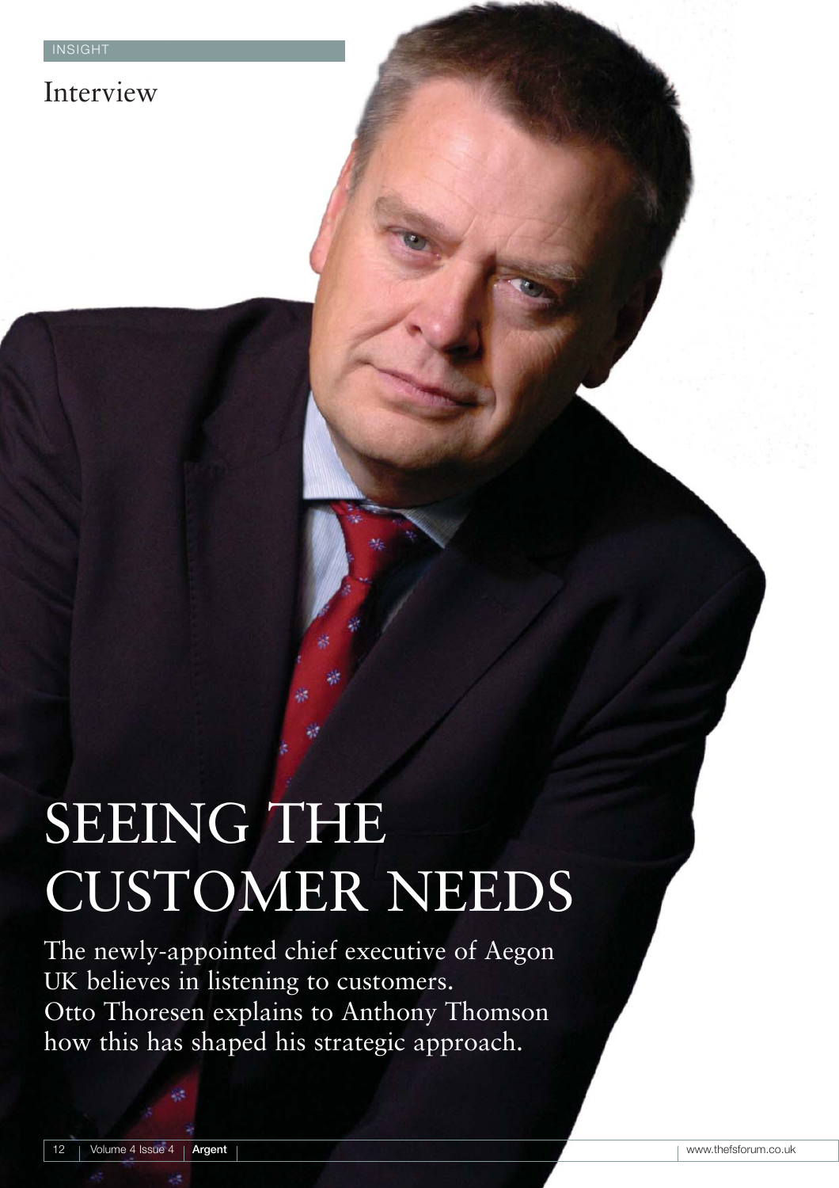INSIGHT

Interview

# SEEING THE CUSTOMER NEEDS

The newly-appointed chief executive of Aegon UK believes in listening to customers. Otto Thoresen explains to Anthony Thomson how this has shaped his strategic approach.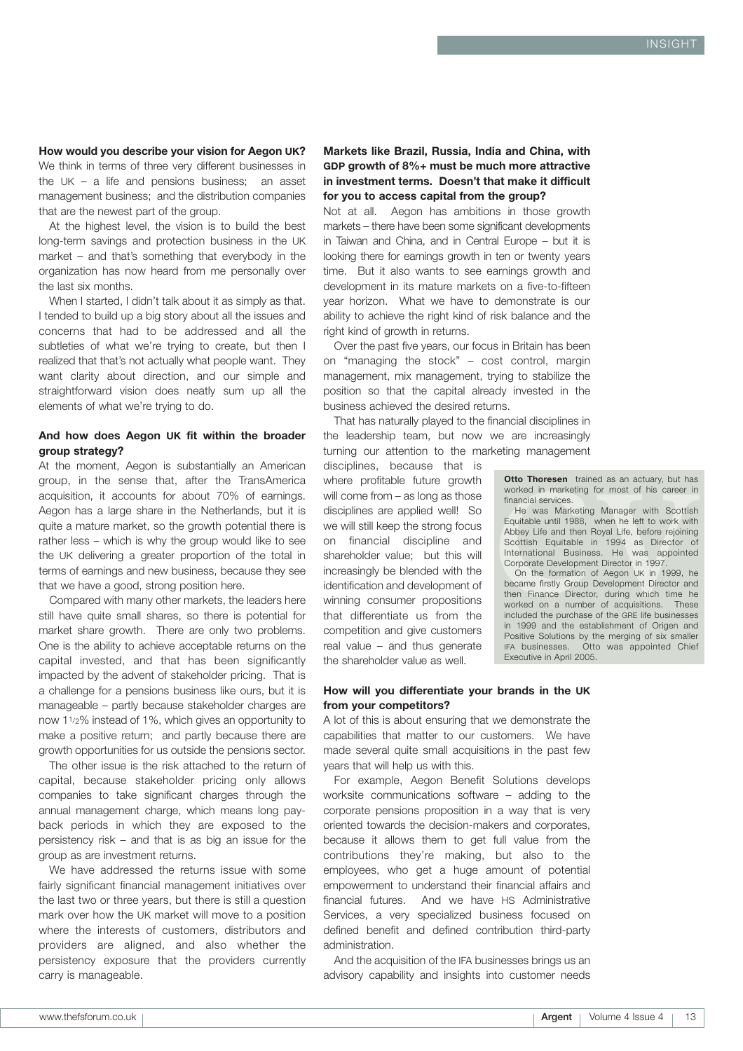**How would you describe your vision for Aegon UK?**

We think in terms of three very different businesses in the UK – a life and pensions business; an asset management business; and the distribution companies that are the newest part of the group.

At the highest level, the vision is to build the best long-term savings and protection business in the UK market – and that's something that everybody in the organization has now heard from me personally over the last six months.

When I started, I didn't talk about it as simply as that. I tended to build up a big story about all the issues and concerns that had to be addressed and all the subtleties of what we're trying to create, but then I realized that that's not actually what people want. They want clarity about direction, and our simple and straightforward vision does neatly sum up all the elements of what we're trying to do.

**And how does Aegon UK fit within the broader group strategy?**

At the moment, Aegon is substantially an American group, in the sense that, after the TransAmerica acquisition, it accounts for about 70% of earnings. Aegon has a large share in the Netherlands, but it is quite a mature market, so the growth potential there is rather less – which is why the group would like to see the UK delivering a greater proportion of the total in terms of earnings and new business, because they see that we have a good, strong position here.

Compared with many other markets, the leaders here still have quite small shares, so there is potential for market share growth. There are only two problems. One is the ability to achieve acceptable returns on the capital invested, and that has been significantly impacted by the advent of stakeholder pricing. That is a challenge for a pensions business like ours, but it is manageable – partly because stakeholder charges are now 1½% instead of 1%, which gives an opportunity to make a positive return; and partly because there are growth opportunities for us outside the pensions sector.

The other issue is the risk attached to the return of capital, because stakeholder pricing only allows companies to take significant charges through the annual management charge, which means long pay-back periods in which they are exposed to the persistency risk – and that is as big an issue for the group as are investment returns.

We have addressed the returns issue with some fairly significant financial management initiatives over the last two or three years, but there is still a question mark over how the UK market will move to a position where the interests of customers, distributors and providers are aligned, and also whether the persistency exposure that the providers currently carry is manageable.

**Markets like Brazil, Russia, India and China, with GDP growth of 8%+ must be much more attractive in investment terms. Doesn't that make it difficult for you to access capital from the group?**

Not at all. Aegon has ambitions in those growth markets – there have been some significant developments in Taiwan and China, and in Central Europe – but it is looking there for earnings growth in ten or twenty years time. But it also wants to see earnings growth and development in its mature markets on a five-to-fifteen year horizon. What we have to demonstrate is our ability to achieve the right kind of risk balance and the right kind of growth in returns.

Over the past five years, our focus in Britain has been on "managing the stock" – cost control, margin management, mix management, trying to stabilize the position so that the capital already invested in the business achieved the desired returns.

That has naturally played to the financial disciplines in the leadership team, but now we are increasingly turning our attention to the marketing management disciplines, because that is where profitable future growth will come from – as long as those disciplines are applied well! So we will still keep the strong focus on financial discipline and shareholder value; but this will increasingly be blended with the identification and development of winning consumer propositions that differentiate us from the competition and give customers real value – and thus generate the shareholder value as well.

**Otto Thoresen** trained as an actuary, but has worked in marketing for most of his career in financial services.

He was Marketing Manager with Scottish Equitable until 1988, when he left to work with Abbey Life and then Royal Life, before rejoining Scottish Equitable in 1994 as Director of International Business. He was appointed Corporate Development Director in 1997.

On the formation of Aegon UK in 1999, he became firstly Group Development Director and then Finance Director, during which time he worked on a number of acquisitions. These included the purchase of the GRE life businesses in 1999 and the establishment of Origen and Positive Solutions by the merging of six smaller IFA businesses. Otto was appointed Chief Executive in April 2005.

**How will you differentiate your brands in the UK from your competitors?**

A lot of this is about ensuring that we demonstrate the capabilities that matter to our customers. We have made several quite small acquisitions in the past few years that will help us with this.

For example, Aegon Benefit Solutions develops worksite communications software – adding to the corporate pensions proposition in a way that is very oriented towards the decision-makers and corporates, because it allows them to get full value from the contributions they're making, but also to the employees, who get a huge amount of potential empowerment to understand their financial affairs and financial futures. And we have HS Administrative Services, a very specialized business focused on defined benefit and defined contribution third-party administration.

And the acquisition of the IFA businesses brings us an advisory capability and insights into customer needs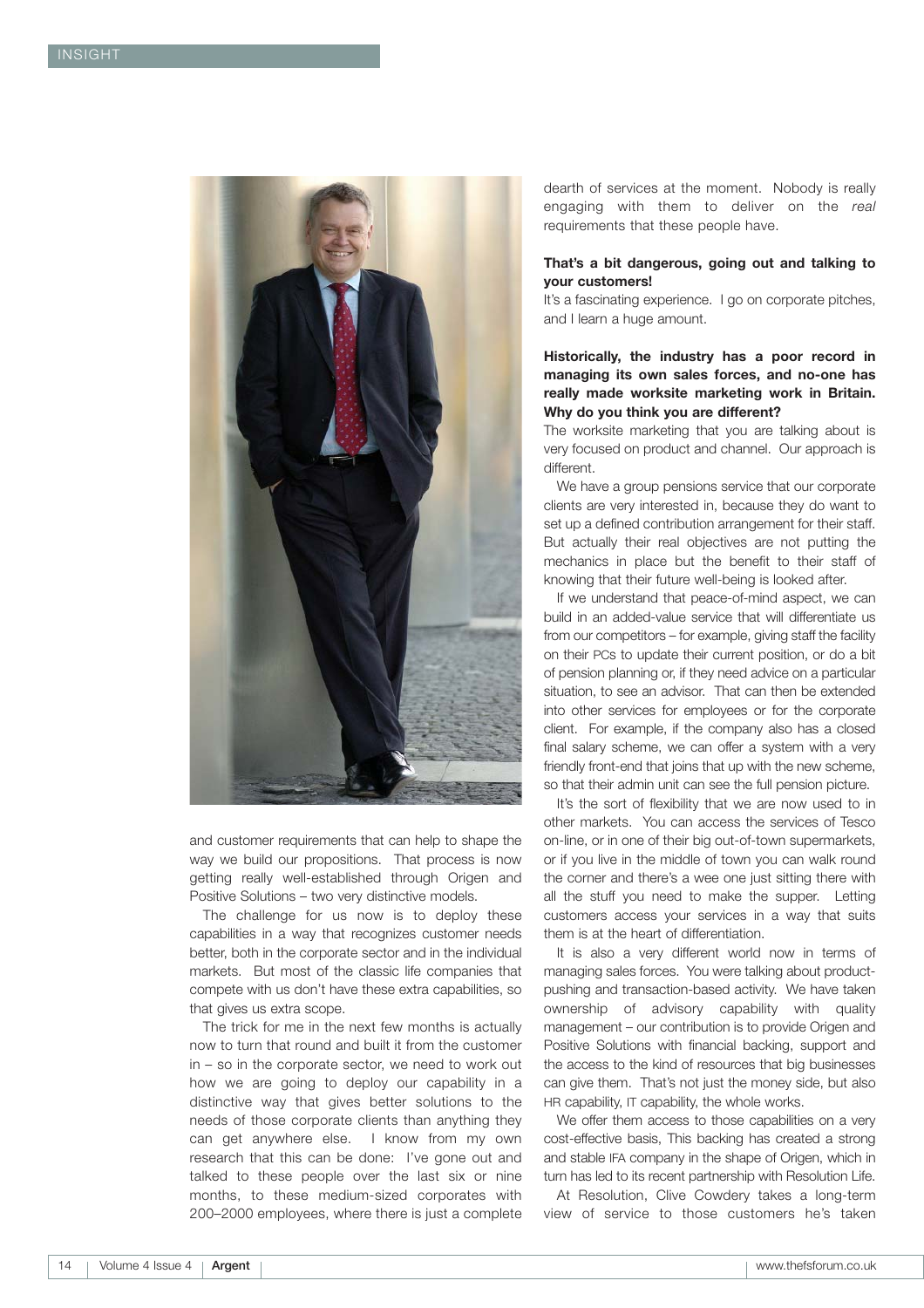and customer requirements that can help to shape the way we build our propositions. That process is now getting really well-established through Origen and Positive Solutions – two very distinctive models.

The challenge for us now is to deploy these capabilities in a way that recognizes customer needs better, both in the corporate sector and in the individual markets. But most of the classic life companies that compete with us don't have these extra capabilities, so that gives us extra scope.

The trick for me in the next few months is actually now to turn that round and built it from the customer in – so in the corporate sector, we need to work out how we are going to deploy our capability in a distinctive way that gives better solutions to the needs of those corporate clients than anything they can get anywhere else. I know from my own research that this can be done: I've gone out and talked to these people over the last six or nine months, to these medium-sized corporates with 200–2000 employees, where there is just a complete dearth of services at the moment. Nobody is really engaging with them to deliver on the *real* requirements that these people have.

**That's a bit dangerous, going out and talking to your customers!**

It's a fascinating experience. I go on corporate pitches, and I learn a huge amount.

**Historically, the industry has a poor record in managing its own sales forces, and no-one has really made worksite marketing work in Britain. Why do you think you are different?**

The worksite marketing that you are talking about is very focused on product and channel. Our approach is different.

We have a group pensions service that our corporate clients are very interested in, because they do want to set up a defined contribution arrangement for their staff. But actually their real objectives are not putting the mechanics in place but the benefit to their staff of knowing that their future well-being is looked after.

If we understand that peace-of-mind aspect, we can build in an added-value service that will differentiate us from our competitors – for example, giving staff the facility on their PCs to update their current position, or do a bit of pension planning or, if they need advice on a particular situation, to see an advisor. That can then be extended into other services for employees or for the corporate client. For example, if the company also has a closed final salary scheme, we can offer a system with a very friendly front-end that joins that up with the new scheme, so that their admin unit can see the full pension picture.

It's the sort of flexibility that we are now used to in other markets. You can access the services of Tesco on-line, or in one of their big out-of-town supermarkets, or if you live in the middle of town you can walk round the corner and there's a wee one just sitting there with all the stuff you need to make the supper. Letting customers access your services in a way that suits them is at the heart of differentiation.

It is also a very different world now in terms of managing sales forces. You were talking about product-pushing and transaction-based activity. We have taken ownership of advisory capability with quality management – our contribution is to provide Origen and Positive Solutions with financial backing, support and the access to the kind of resources that big businesses can give them. That's not just the money side, but also HR capability, IT capability, the whole works.

We offer them access to those capabilities on a very cost-effective basis, This backing has created a strong and stable IFA company in the shape of Origen, which in turn has led to its recent partnership with Resolution Life.

At Resolution, Clive Cowdery takes a long-term view of service to those customers he's taken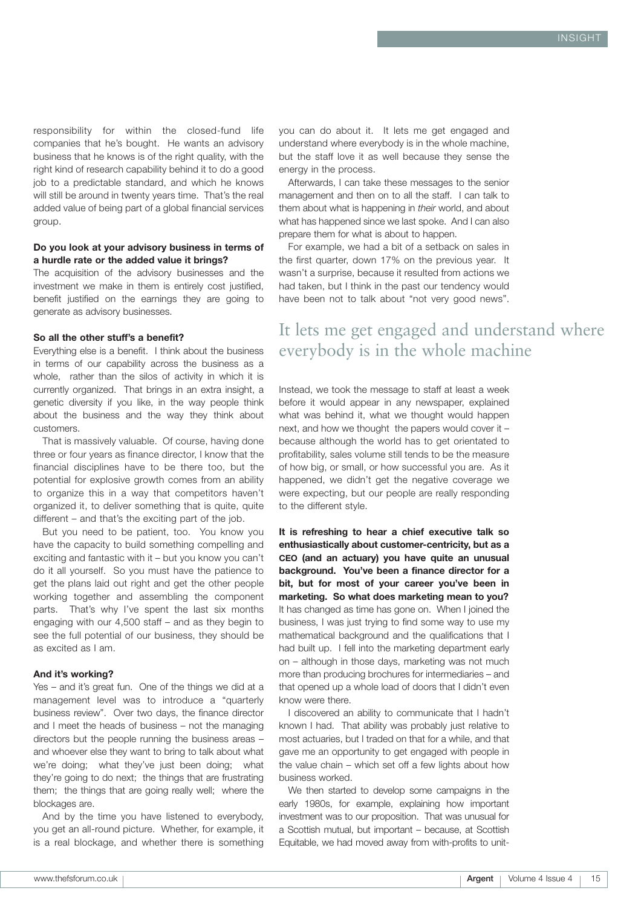responsibility for within the closed-fund life companies that he's bought. He wants an advisory business that he knows is of the right quality, with the right kind of research capability behind it to do a good job to a predictable standard, and which he knows will still be around in twenty years time. That's the real added value of being part of a global financial services group.

**Do you look at your advisory business in terms of a hurdle rate or the added value it brings?**

The acquisition of the advisory businesses and the investment we make in them is entirely cost justified, benefit justified on the earnings they are going to generate as advisory businesses.

**So all the other stuff's a benefit?**

Everything else is a benefit. I think about the business in terms of our capability across the business as a whole, rather than the silos of activity in which it is currently organized. That brings in an extra insight, a genetic diversity if you like, in the way people think about the business and the way they think about customers.

That is massively valuable. Of course, having done three or four years as finance director, I know that the financial disciplines have to be there too, but the potential for explosive growth comes from an ability to organize this in a way that competitors haven't organized it, to deliver something that is quite, quite different – and that's the exciting part of the job.

But you need to be patient, too. You know you have the capacity to build something compelling and exciting and fantastic with it – but you know you can't do it all yourself. So you must have the patience to get the plans laid out right and get the other people working together and assembling the component parts. That's why I've spent the last six months engaging with our 4,500 staff – and as they begin to see the full potential of our business, they should be as excited as I am.

**And it's working?**

Yes – and it's great fun. One of the things we did at a management level was to introduce a "quarterly business review". Over two days, the finance director and I meet the heads of business – not the managing directors but the people running the business areas – and whoever else they want to bring to talk about what we're doing; what they've just been doing; what they're going to do next; the things that are frustrating them; the things that are going really well; where the blockages are.

And by the time you have listened to everybody, you get an all-round picture. Whether, for example, it is a real blockage, and whether there is something you can do about it. It lets me get engaged and understand where everybody is in the whole machine, but the staff love it as well because they sense the energy in the process.

Afterwards, I can take these messages to the senior management and then on to all the staff. I can talk to them about what is happening in *their* world, and about what has happened since we last spoke. And I can also prepare them for what is about to happen.

For example, we had a bit of a setback on sales in the first quarter, down 17% on the previous year. It wasn't a surprise, because it resulted from actions we had taken, but I think in the past our tendency would have been not to talk about "not very good news".

## It lets me get engaged and understand where everybody is in the whole machine

Instead, we took the message to staff at least a week before it would appear in any newspaper, explained what was behind it, what we thought would happen next, and how we thought the papers would cover it – because although the world has to get orientated to profitability, sales volume still tends to be the measure of how big, or small, or how successful you are. As it happened, we didn't get the negative coverage we were expecting, but our people are really responding to the different style.

**It is refreshing to hear a chief executive talk so enthusiastically about customer-centricity, but as a CEO (and an actuary) you have quite an unusual background. You've been a finance director for a bit, but for most of your career you've been in marketing. So what does marketing mean to you?**

It has changed as time has gone on. When I joined the business, I was just trying to find some way to use my mathematical background and the qualifications that I had built up. I fell into the marketing department early on – although in those days, marketing was not much more than producing brochures for intermediaries – and that opened up a whole load of doors that I didn't even know were there.

I discovered an ability to communicate that I hadn't known I had. That ability was probably just relative to most actuaries, but I traded on that for a while, and that gave me an opportunity to get engaged with people in the value chain – which set off a few lights about how business worked.

We then started to develop some campaigns in the early 1980s, for example, explaining how important investment was to our proposition. That was unusual for a Scottish mutual, but important – because, at Scottish Equitable, we had moved away from with-profits to unit-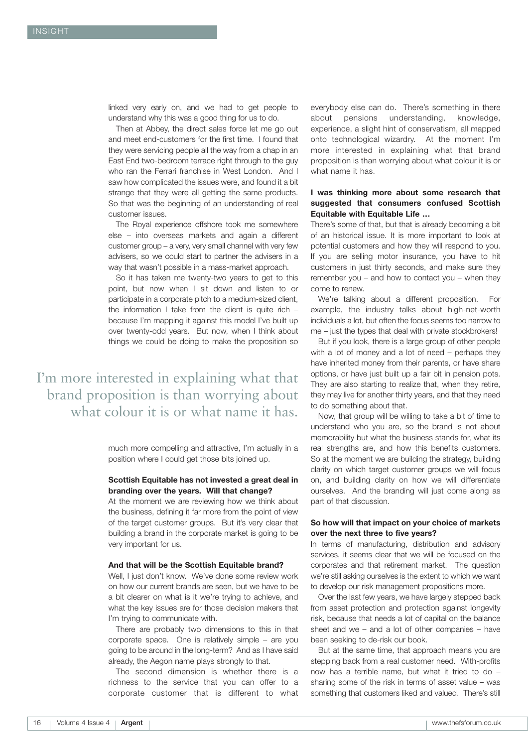linked very early on, and we had to get people to understand why this was a good thing for us to do.

Then at Abbey, the direct sales force let me go out and meet end-customers for the first time. I found that they were servicing people all the way from a chap in an East End two-bedroom terrace right through to the guy who ran the Ferrari franchise in West London. And I saw how complicated the issues were, and found it a bit strange that they were all getting the same products. So that was the beginning of an understanding of real customer issues.

The Royal experience offshore took me somewhere else – into overseas markets and again a different customer group – a very, very small channel with very few advisers, so we could start to partner the advisers in a way that wasn't possible in a mass-market approach.

So it has taken me twenty-two years to get to this point, but now when I sit down and listen to or participate in a corporate pitch to a medium-sized client, the information I take from the client is quite rich – because I'm mapping it against this model I've built up over twenty-odd years. But now, when I think about things we could be doing to make the proposition so much more compelling and attractive, I'm actually in a position where I could get those bits joined up.

> I'm more interested in explaining what that brand proposition is than worrying about what colour it is or what name it has.

**Scottish Equitable has not invested a great deal in branding over the years. Will that change?**

At the moment we are reviewing how we think about the business, defining it far more from the point of view of the target customer groups. But it's very clear that building a brand in the corporate market is going to be very important for us.

**And that will be the Scottish Equitable brand?**

Well, I just don't know. We've done some review work on how our current brands are seen, but we have to be a bit clearer on what is it we're trying to achieve, and what the key issues are for those decision makers that I'm trying to communicate with.

There are probably two dimensions to this in that corporate space. One is relatively simple – are you going to be around in the long-term? And as I have said already, the Aegon name plays strongly to that.

The second dimension is whether there is a richness to the service that you can offer to a corporate customer that is different to what everybody else can do. There's something in there about pensions understanding, knowledge, experience, a slight hint of conservatism, all mapped onto technological wizardry. At the moment I'm more interested in explaining what that brand proposition is than worrying about what colour it is or what name it has.

**I was thinking more about some research that suggested that consumers confused Scottish Equitable with Equitable Life …**

There's some of that, but that is already becoming a bit of an historical issue. It is more important to look at potential customers and how they will respond to you. If you are selling motor insurance, you have to hit customers in just thirty seconds, and make sure they remember you – and how to contact you – when they come to renew.

We're talking about a different proposition. For example, the industry talks about high-net-worth individuals a lot, but often the focus seems too narrow to me – just the types that deal with private stockbrokers!

But if you look, there is a large group of other people with a lot of money and a lot of need – perhaps they have inherited money from their parents, or have share options, or have just built up a fair bit in pension pots. They are also starting to realize that, when they retire, they may live for another thirty years, and that they need to do something about that.

Now, that group will be willing to take a bit of time to understand who you are, so the brand is not about memorability but what the business stands for, what its real strengths are, and how this benefits customers. So at the moment we are building the strategy, building clarity on which target customer groups we will focus on, and building clarity on how we will differentiate ourselves. And the branding will just come along as part of that discussion.

**So how will that impact on your choice of markets over the next three to five years?**

In terms of manufacturing, distribution and advisory services, it seems clear that we will be focused on the corporates and that retirement market. The question we're still asking ourselves is the extent to which we want to develop our risk management propositions more.

Over the last few years, we have largely stepped back from asset protection and protection against longevity risk, because that needs a lot of capital on the balance sheet and we – and a lot of other companies – have been seeking to de-risk our book.

But at the same time, that approach means you are stepping back from a real customer need. With-profits now has a terrible name, but what it tried to do – sharing some of the risk in terms of asset value – was something that customers liked and valued. There's still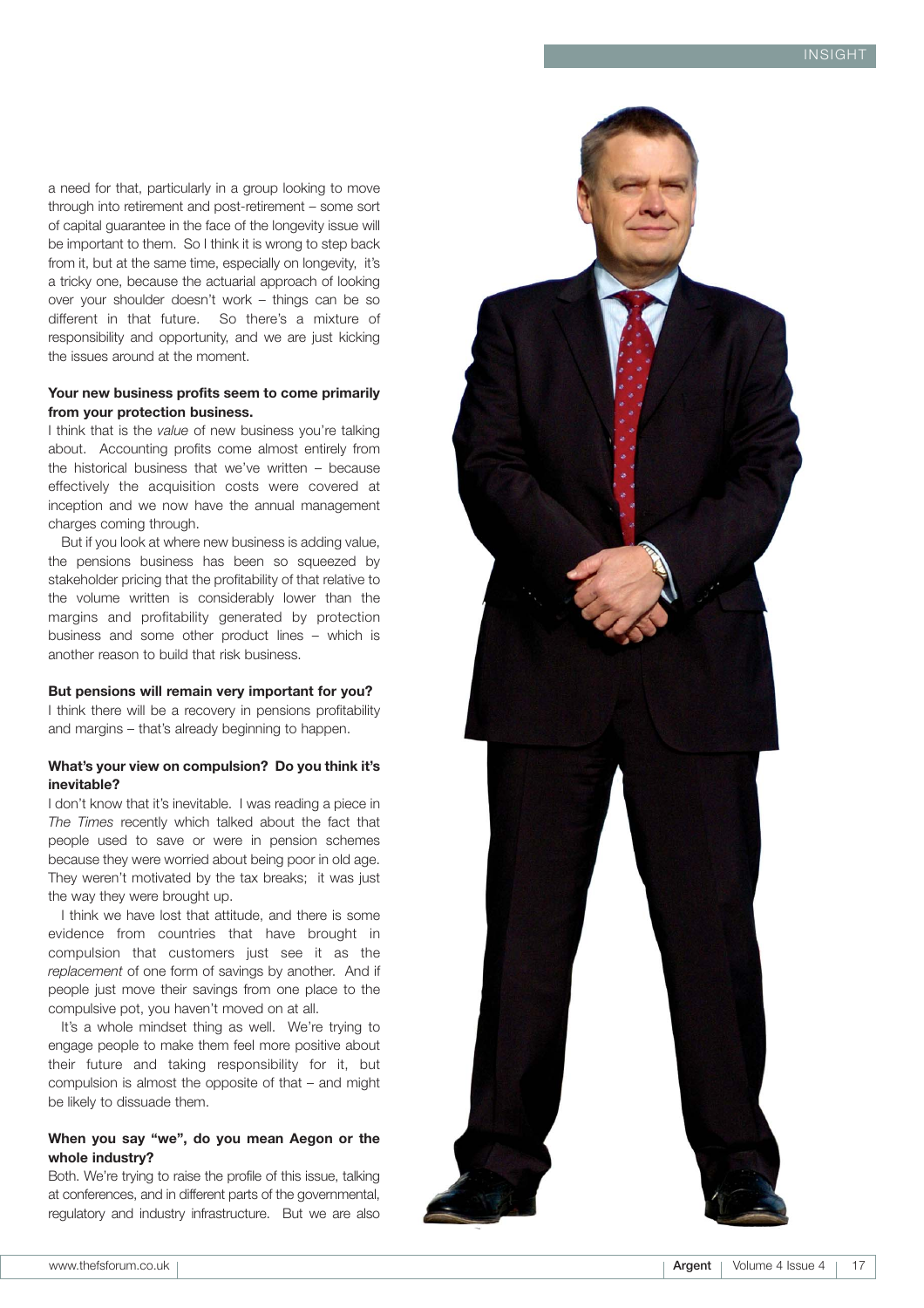a need for that, particularly in a group looking to move through into retirement and post-retirement – some sort of capital guarantee in the face of the longevity issue will be important to them. So I think it is wrong to step back from it, but at the same time, especially on longevity, it's a tricky one, because the actuarial approach of looking over your shoulder doesn't work – things can be so different in that future. So there's a mixture of responsibility and opportunity, and we are just kicking the issues around at the moment.

**Your new business profits seem to come primarily from your protection business.**

I think that is the *value* of new business you're talking about. Accounting profits come almost entirely from the historical business that we've written – because effectively the acquisition costs were covered at inception and we now have the annual management charges coming through.

But if you look at where new business is adding value, the pensions business has been so squeezed by stakeholder pricing that the profitability of that relative to the volume written is considerably lower than the margins and profitability generated by protection business and some other product lines – which is another reason to build that risk business.

**But pensions will remain very important for you?**

I think there will be a recovery in pensions profitability and margins – that's already beginning to happen.

**What's your view on compulsion? Do you think it's inevitable?**

I don't know that it's inevitable. I was reading a piece in *The Times* recently which talked about the fact that people used to save or were in pension schemes because they were worried about being poor in old age. They weren't motivated by the tax breaks; it was just the way they were brought up.

I think we have lost that attitude, and there is some evidence from countries that have brought in compulsion that customers just see it as the *replacement* of one form of savings by another. And if people just move their savings from one place to the compulsive pot, you haven't moved on at all.

It's a whole mindset thing as well. We're trying to engage people to make them feel more positive about their future and taking responsibility for it, but compulsion is almost the opposite of that – and might be likely to dissuade them.

**When you say "we", do you mean Aegon or the whole industry?**

Both. We're trying to raise the profile of this issue, talking at conferences, and in different parts of the governmental, regulatory and industry infrastructure. But we are also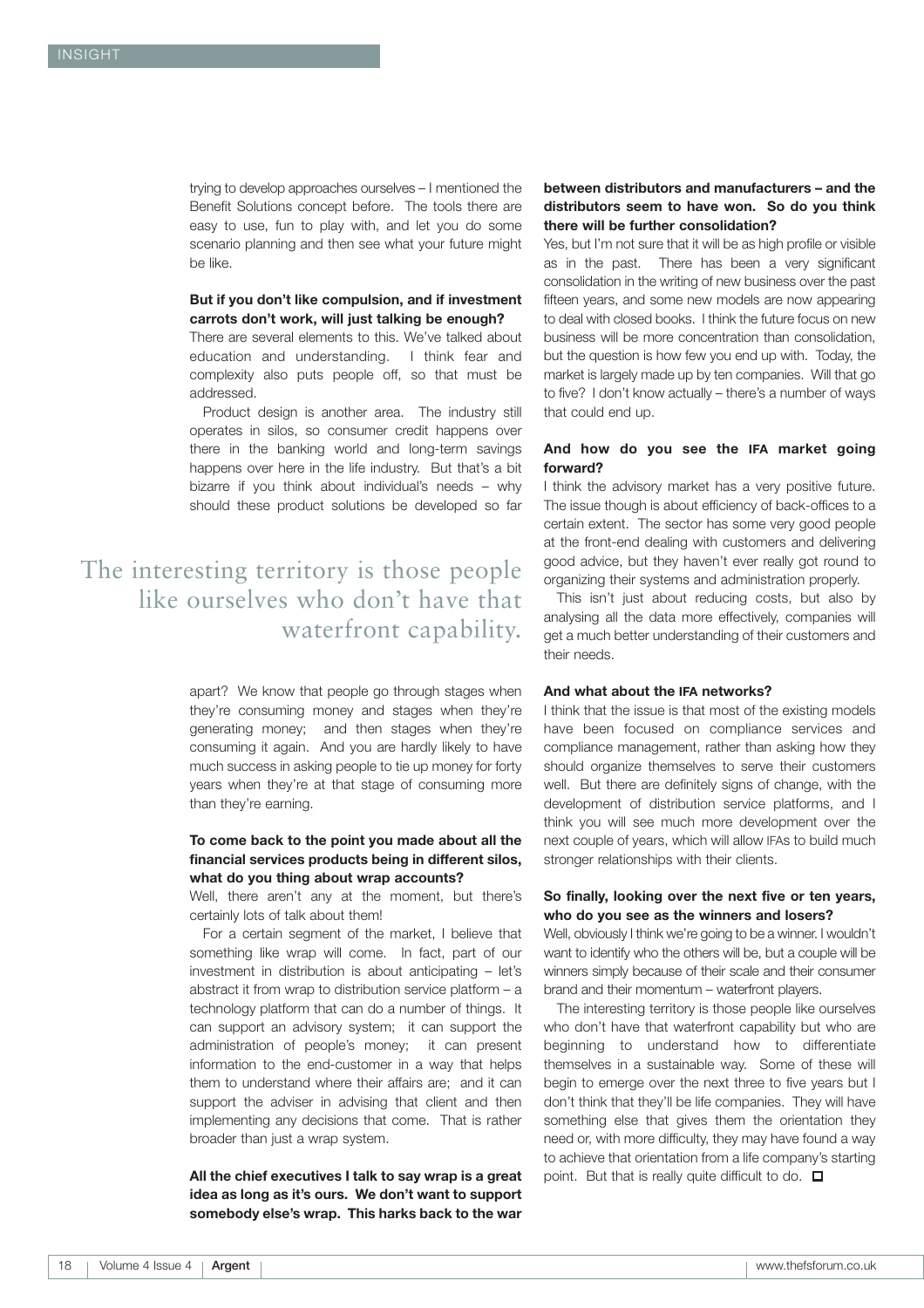trying to develop approaches ourselves – I mentioned the Benefit Solutions concept before. The tools there are easy to use, fun to play with, and let you do some scenario planning and then see what your future might be like.

**But if you don't like compulsion, and if investment carrots don't work, will just talking be enough?**

There are several elements to this. We've talked about education and understanding. I think fear and complexity also puts people off, so that must be addressed.

Product design is another area. The industry still operates in silos, so consumer credit happens over there in the banking world and long-term savings happens over here in the life industry. But that's a bit bizarre if you think about individual's needs – why should these product solutions be developed so far apart? We know that people go through stages when they're consuming money and stages when they're generating money; and then stages when they're consuming it again. And you are hardly likely to have much success in asking people to tie up money for forty years when they're at that stage of consuming more than they're earning.

> The interesting territory is those people like ourselves who don't have that waterfront capability.

**To come back to the point you made about all the financial services products being in different silos, what do you thing about wrap accounts?**

Well, there aren't any at the moment, but there's certainly lots of talk about them!

For a certain segment of the market, I believe that something like wrap will come. In fact, part of our investment in distribution is about anticipating – let's abstract it from wrap to distribution service platform – a technology platform that can do a number of things. It can support an advisory system; it can support the administration of people's money; it can present information to the end-customer in a way that helps them to understand where their affairs are; and it can support the adviser in advising that client and then implementing any decisions that come. That is rather broader than just a wrap system.

**All the chief executives I talk to say wrap is a great idea as long as it's ours. We don't want to support somebody else's wrap. This harks back to the war between distributors and manufacturers – and the distributors seem to have won. So do you think there will be further consolidation?**

Yes, but I'm not sure that it will be as high profile or visible as in the past. There has been a very significant consolidation in the writing of new business over the past fifteen years, and some new models are now appearing to deal with closed books. I think the future focus on new business will be more concentration than consolidation, but the question is how few you end up with. Today, the market is largely made up by ten companies. Will that go to five? I don't know actually – there's a number of ways that could end up.

**And how do you see the IFA market going forward?**

I think the advisory market has a very positive future. The issue though is about efficiency of back-offices to a certain extent. The sector has some very good people at the front-end dealing with customers and delivering good advice, but they haven't ever really got round to organizing their systems and administration properly.

This isn't just about reducing costs, but also by analysing all the data more effectively, companies will get a much better understanding of their customers and their needs.

**And what about the IFA networks?**

I think that the issue is that most of the existing models have been focused on compliance services and compliance management, rather than asking how they should organize themselves to serve their customers well. But there are definitely signs of change, with the development of distribution service platforms, and I think you will see much more development over the next couple of years, which will allow IFAs to build much stronger relationships with their clients.

**So finally, looking over the next five or ten years, who do you see as the winners and losers?**

Well, obviously I think we're going to be a winner. I wouldn't want to identify who the others will be, but a couple will be winners simply because of their scale and their consumer brand and their momentum – waterfront players.

The interesting territory is those people like ourselves who don't have that waterfront capability but who are beginning to understand how to differentiate themselves in a sustainable way. Some of these will begin to emerge over the next three to five years but I don't think that they'll be life companies. They will have something else that gives them the orientation they need or, with more difficulty, they may have found a way to achieve that orientation from a life company's starting point. But that is really quite difficult to do. □